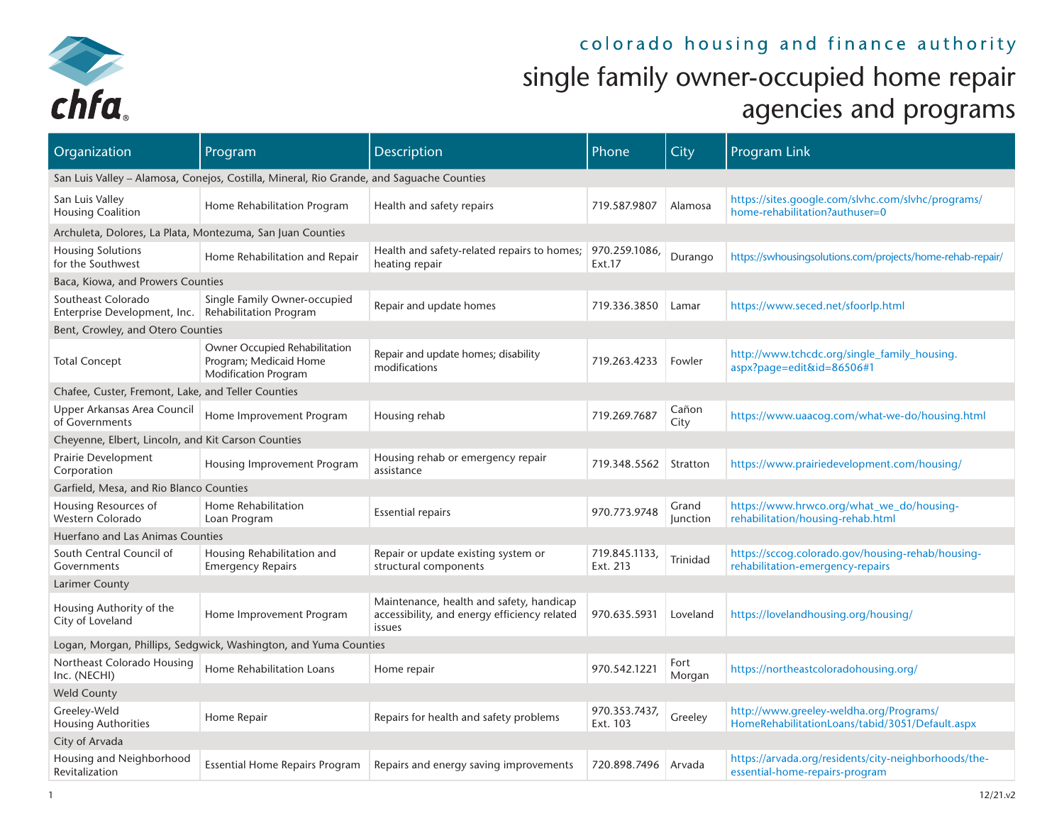# colorado housing and finance authority

## single family owner-occupied home repair agencies and programs

| Organization | Program | Description | Phone | City | Program Link |
|---|---|---|---|---|---|
| San Luis Valley – Alamosa, Conejos, Costilla, Mineral, Rio Grande, and Saguache Counties | | | | | |
| San Luis Valley Housing Coalition | Home Rehabilitation Program | Health and safety repairs | 719.587.9807 | Alamosa | https://sites.google.com/slvhc.com/slvhc/programs/home-rehabilitation?authuser=0 |
| Archuleta, Dolores, La Plata, Montezuma, San Juan Counties | | | | | |
| Housing Solutions for the Southwest | Home Rehabilitation and Repair | Health and safety-related repairs to homes; heating repair | 970.259.1086, Ext.17 | Durango | https://swhousingsolutions.com/projects/home-rehab-repair/ |
| Baca, Kiowa, and Prowers Counties | | | | | |
| Southeast Colorado Enterprise Development, Inc. | Single Family Owner-occupied Rehabilitation Program | Repair and update homes | 719.336.3850 | Lamar | https://www.seced.net/sfoorlp.html |
| Bent, Crowley, and Otero Counties | | | | | |
| Total Concept | Owner Occupied Rehabilitation Program; Medicaid Home Modification Program | Repair and update homes; disability modifications | 719.263.4233 | Fowler | http://www.tchcdc.org/single_family_housing.aspx?page=edit&id=86506#1 |
| Chafee, Custer, Fremont, Lake, and Teller Counties | | | | | |
| Upper Arkansas Area Council of Governments | Home Improvement Program | Housing rehab | 719.269.7687 | Cañon City | https://www.uaacog.com/what-we-do/housing.html |
| Cheyenne, Elbert, Lincoln, and Kit Carson Counties | | | | | |
| Prairie Development Corporation | Housing Improvement Program | Housing rehab or emergency repair assistance | 719.348.5562 | Stratton | https://www.prairiedevelopment.com/housing/ |
| Garfield, Mesa, and Rio Blanco Counties | | | | | |
| Housing Resources of Western Colorado | Home Rehabilitation Loan Program | Essential repairs | 970.773.9748 | Grand Junction | https://www.hrwco.org/what_we_do/housing-rehabilitation/housing-rehab.html |
| Huerfano and Las Animas Counties | | | | | |
| South Central Council of Governments | Housing Rehabilitation and Emergency Repairs | Repair or update existing system or structural components | 719.845.1133, Ext. 213 | Trinidad | https://sccog.colorado.gov/housing-rehab/housing-rehabilitation-emergency-repairs |
| Larimer County | | | | | |
| Housing Authority of the City of Loveland | Home Improvement Program | Maintenance, health and safety, handicap accessibility, and energy efficiency related issues | 970.635.5931 | Loveland | https://lovelandhousing.org/housing/ |
| Logan, Morgan, Phillips, Sedgwick, Washington, and Yuma Counties | | | | | |
| Northeast Colorado Housing Inc. (NECHI) | Home Rehabilitation Loans | Home repair | 970.542.1221 | Fort Morgan | https://northeastcoloradohousing.org/ |
| Weld County | | | | | |
| Greeley-Weld Housing Authorities | Home Repair | Repairs for health and safety problems | 970.353.7437, Ext. 103 | Greeley | http://www.greeley-weldha.org/Programs/HomeRehabilitationLoans/tabid/3051/Default.aspx |
| City of Arvada | | | | | |
| Housing and Neighborhood Revitalization | Essential Home Repairs Program | Repairs and energy saving improvements | 720.898.7496 | Arvada | https://arvada.org/residents/city-neighborhoods/the-essential-home-repairs-program |

12/21.v2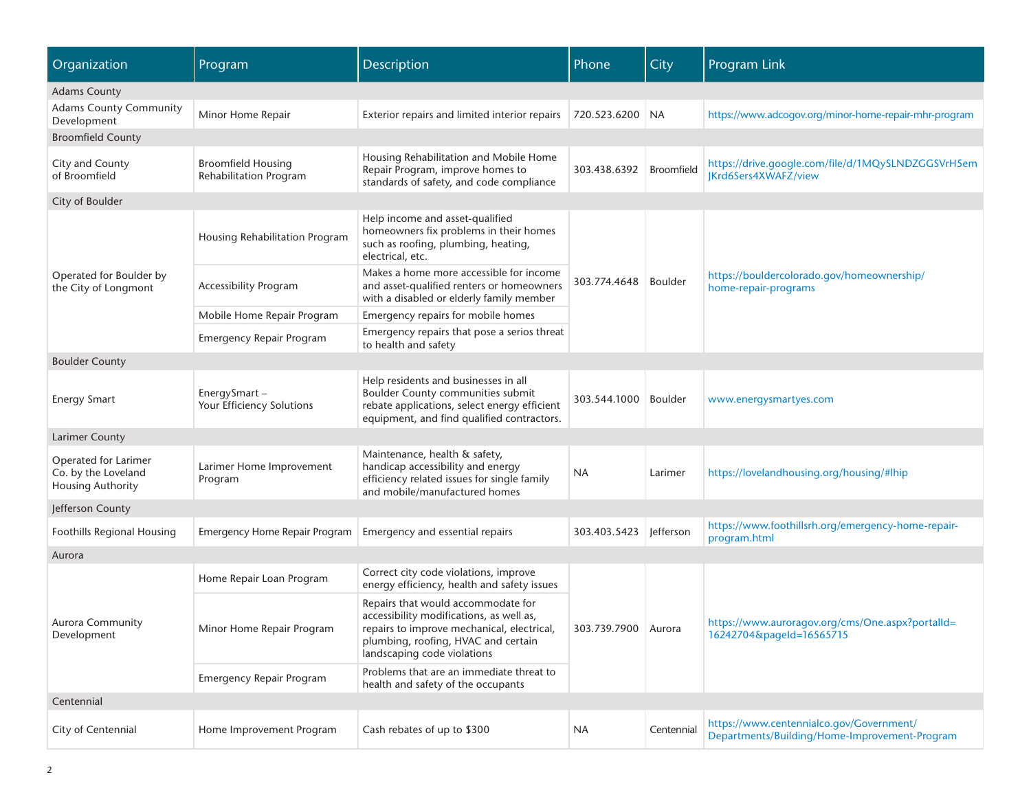| Organization | Program | Description | Phone | City | Program Link |
|---|---|---|---|---|---|
| Adams County | | | | | |
| Adams County Community Development | Minor Home Repair | Exterior repairs and limited interior repairs | 720.523.6200 | NA | https://www.adcogov.org/minor-home-repair-mhr-program |
| Broomfield County | | | | | |
| City and County of Broomfield | Broomfield Housing Rehabilitation Program | Housing Rehabilitation and Mobile Home Repair Program, improve homes to standards of safety, and code compliance | 303.438.6392 | Broomfield | https://drive.google.com/file/d/1MQySLNDZGGSVrH5emJKrd6Sers4XWAFZ/view |
| City of Boulder | | | | | |
| Operated for Boulder by the City of Longmont | Housing Rehabilitation Program | Help income and asset-qualified homeowners fix problems in their homes such as roofing, plumbing, heating, electrical, etc. | 303.774.4648 | Boulder | https://bouldercolorado.gov/homeownership/home-repair-programs |
| | Accessibility Program | Makes a home more accessible for income and asset-qualified renters or homeowners with a disabled or elderly family member | | | |
| | Mobile Home Repair Program | Emergency repairs for mobile homes | | | |
| | Emergency Repair Program | Emergency repairs that pose a serios threat to health and safety | | | |
| Boulder County | | | | | |
| Energy Smart | EnergySmart – Your Efficiency Solutions | Help residents and businesses in all Boulder County communities submit rebate applications, select energy efficient equipment, and find qualified contractors. | 303.544.1000 | Boulder | www.energysmartyes.com |
| Larimer County | | | | | |
| Operated for Larimer Co. by the Loveland Housing Authority | Larimer Home Improvement Program | Maintenance, health & safety, handicap accessibility and energy efficiency related issues for single family and mobile/manufactured homes | NA | Larimer | https://lovelandhousing.org/housing/#lhip |
| Jefferson County | | | | | |
| Foothills Regional Housing | Emergency Home Repair Program | Emergency and essential repairs | 303.403.5423 | Jefferson | https://www.foothillsrh.org/emergency-home-repair-program.html |
| Aurora | | | | | |
| Aurora Community Development | Home Repair Loan Program | Correct city code violations, improve energy efficiency, health and safety issues | 303.739.7900 | Aurora | https://www.auroragov.org/cms/One.aspx?portalId=16242704&pageId=16565715 |
| | Minor Home Repair Program | Repairs that would accommodate for accessibility modifications, as well as, repairs to improve mechanical, electrical, plumbing, roofing, HVAC and certain landscaping code violations | | | |
| | Emergency Repair Program | Problems that are an immediate threat to health and safety of the occupants | | | |
| Centennial | | | | | |
| City of Centennial | Home Improvement Program | Cash rebates of up to $300 | NA | Centennial | https://www.centennialco.gov/Government/Departments/Building/Home-Improvement-Program |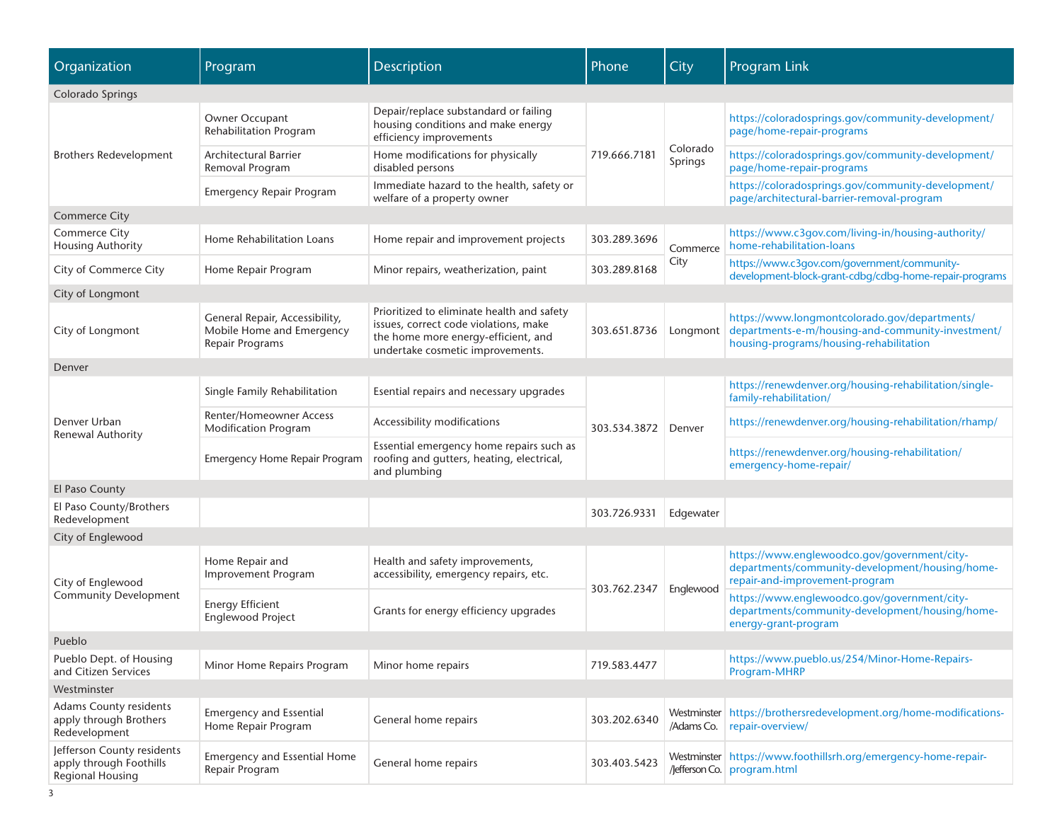| Organization | Program | Description | Phone | City | Program Link |
|---|---|---|---|---|---|
| **Colorado Springs** | | | | | |
| Brothers Redevelopment | Owner Occupant Rehabilitation Program | Depair/replace substandard or failing housing conditions and make energy efficiency improvements | 719.666.7181 | Colorado Springs | https://coloradosprings.gov/community-development/page/home-repair-programs |
| | Architectural Barrier Removal Program | Home modifications for physically disabled persons | | | https://coloradosprings.gov/community-development/page/home-repair-programs |
| | Emergency Repair Program | Immediate hazard to the health, safety or welfare of a property owner | | | https://coloradosprings.gov/community-development/page/architectural-barrier-removal-program |
| **Commerce City** | | | | | |
| Commerce City Housing Authority | Home Rehabilitation Loans | Home repair and improvement projects | 303.289.3696 | Commerce City | https://www.c3gov.com/living-in/housing-authority/home-rehabilitation-loans |
| City of Commerce City | Home Repair Program | Minor repairs, weatherization, paint | 303.289.8168 | | https://www.c3gov.com/government/community-development-block-grant-cdbg/cdbg-home-repair-programs |
| **City of Longmont** | | | | | |
| City of Longmont | General Repair, Accessibility, Mobile Home and Emergency Repair Programs | Prioritized to eliminate health and safety issues, correct code violations, make the home more energy-efficient, and undertake cosmetic improvements. | 303.651.8736 | Longmont | https://www.longmontcolorado.gov/departments/departments-e-m/housing-and-community-investment/housing-programs/housing-rehabilitation |
| **Denver** | | | | | |
| Denver Urban Renewal Authority | Single Family Rehabilitation | Esential repairs and necessary upgrades | 303.534.3872 | Denver | https://renewdenver.org/housing-rehabilitation/single-family-rehabilitation/ |
| | Renter/Homeowner Access Modification Program | Accessibility modifications | | | https://renewdenver.org/housing-rehabilitation/rhamp/ |
| | Emergency Home Repair Program | Essential emergency home repairs such as roofing and gutters, heating, electrical, and plumbing | | | https://renewdenver.org/housing-rehabilitation/emergency-home-repair/ |
| **El Paso County** | | | | | |
| El Paso County/Brothers Redevelopment | | | 303.726.9331 | Edgewater | |
| **City of Englewood** | | | | | |
| City of Englewood Community Development | Home Repair and Improvement Program | Health and safety improvements, accessibility, emergency repairs, etc. | 303.762.2347 | Englewood | https://www.englewoodco.gov/government/city-departments/community-development/housing/home-repair-and-improvement-program |
| | Energy Efficient Englewood Project | Grants for energy efficiency upgrades | | | https://www.englewoodco.gov/government/city-departments/community-development/housing/home-energy-grant-program |
| **Pueblo** | | | | | |
| Pueblo Dept. of Housing and Citizen Services | Minor Home Repairs Program | Minor home repairs | 719.583.4477 | | https://www.pueblo.us/254/Minor-Home-Repairs-Program-MHRP |
| **Westminster** | | | | | |
| Adams County residents apply through Brothers Redevelopment | Emergency and Essential Home Repair Program | General home repairs | 303.202.6340 | Westminster /Adams Co. | https://brothersredevelopment.org/home-modifications-repair-overview/ |
| Jefferson County residents apply through Foothills Regional Housing | Emergency and Essential Home Repair Program | General home repairs | 303.403.5423 | Westminster /Jefferson Co. | https://www.foothillsrh.org/emergency-home-repair-program.html |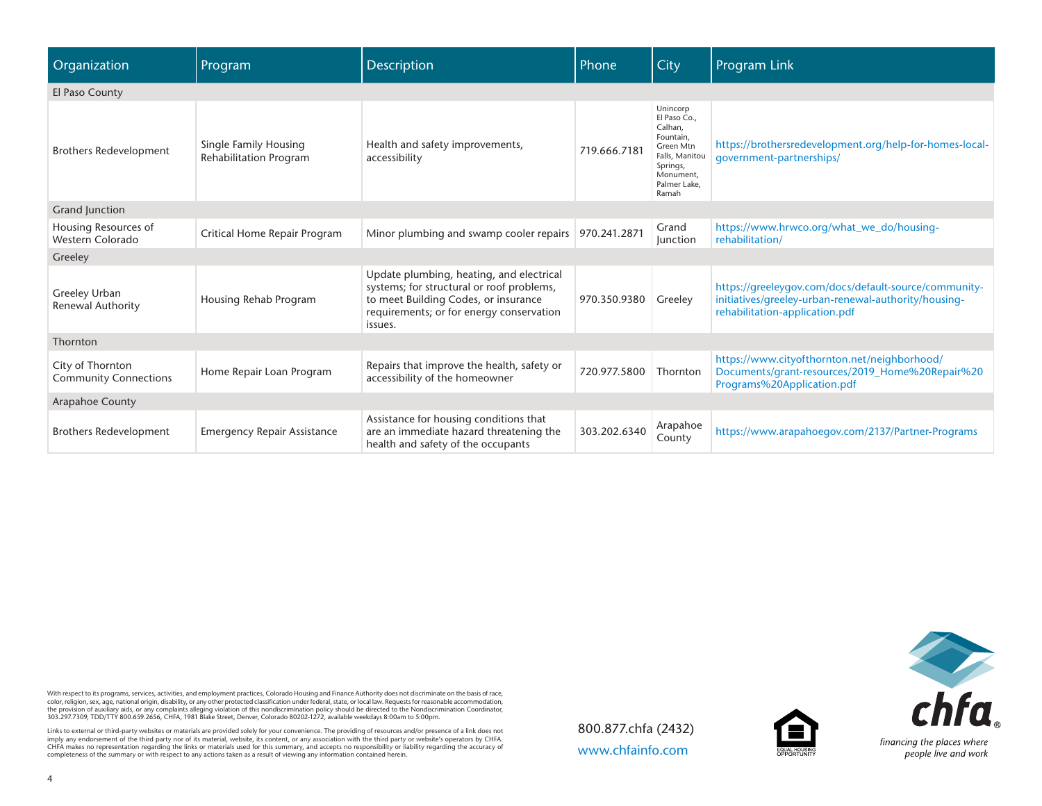| Organization | Program | Description | Phone | City | Program Link |
|---|---|---|---|---|---|
| El Paso County | | | | | |
| Brothers Redevelopment | Single Family Housing Rehabilitation Program | Health and safety improvements, accessibility | 719.666.7181 | Unincorp El Paso Co., Calhan, Fountain, Green Mtn Falls, Manitou Springs, Monument, Palmer Lake, Ramah | https://brothersredevelopment.org/help-for-homes-local-government-partnerships/ |
| Grand Junction | | | | | |
| Housing Resources of Western Colorado | Critical Home Repair Program | Minor plumbing and swamp cooler repairs | 970.241.2871 | Grand Junction | https://www.hrwco.org/what_we_do/housing-rehabilitation/ |
| Greeley | | | | | |
| Greeley Urban Renewal Authority | Housing Rehab Program | Update plumbing, heating, and electrical systems; for structural or roof problems, to meet Building Codes, or insurance requirements; or for energy conservation issues. | 970.350.9380 | Greeley | https://greeleygov.com/docs/default-source/community-initiatives/greeley-urban-renewal-authority/housing-rehabilitation-application.pdf |
| Thornton | | | | | |
| City of Thornton Community Connections | Home Repair Loan Program | Repairs that improve the health, safety or accessibility of the homeowner | 720.977.5800 | Thornton | https://www.cityofthornton.net/neighborhood/Documents/grant-resources/2019_Home%20Repair%20Programs%20Application.pdf |
| Arapahoe County | | | | | |
| Brothers Redevelopment | Emergency Repair Assistance | Assistance for housing conditions that are an immediate hazard threatening the health and safety of the occupants | 303.202.6340 | Arapahoe County | https://www.arapahoegov.com/2137/Partner-Programs |

With respect to its programs, services, activities, and employment practices, Colorado Housing and Finance Authority does not discriminate on the basis of race, color, religion, sex, age, national origin, disability, or any other protected classification under federal, state, or local law. Requests for reasonable accommodation, the provision of auxiliary aids, or any complaints alleging violation of this nondiscrimination policy should be directed to the Nondiscrimination Coordinator, 303.297.7309, TDD/TTY 800.659.2656, CHFA, 1981 Blake Street, Denver, Colorado 80202-1272, available weekdays 8:00am to 5:00pm.

Links to external or third-party websites or materials are provided solely for your convenience. The providing of resources and/or presence of a link does not imply any endorsement of the third party nor of its material, website, its content, or any association with the third party or website's operators by CHFA. CHFA makes no representation regarding the links or materials used for this summary, and accepts no responsibility or liability regarding the accuracy of completeness of the summary or with respect to any actions taken as a result of viewing any information contained herein.

800.877.chfa (2432)

www.chfainfo.com

EQUAL HOUSING OPPORTUNITY

chfa®

*financing the places where people live and work*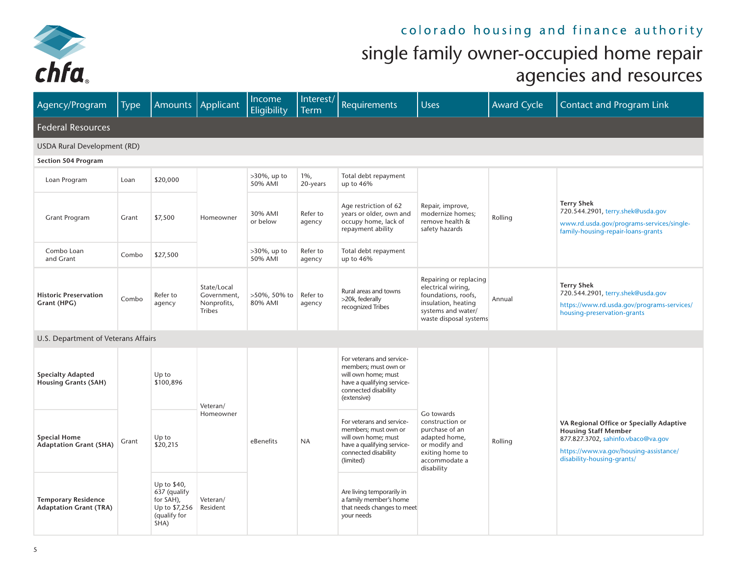colorado housing and finance authority

# single family owner-occupied home repair agencies and resources

| Agency/Program | Type | Amounts | Applicant | Income Eligibility | Interest/ Term | Requirements | Uses | Award Cycle | Contact and Program Link |
|---|---|---|---|---|---|---|---|---|---|
| **Federal Resources** | | | | | | | | | |
| USDA Rural Development (RD) | | | | | | | | | |
| **Section 504 Program** | | | | | | | | | |
| Loan Program | Loan | $20,000 | Homeowner | >30%, up to 50% AMI | 1%, 20-years | Total debt repayment up to 46% | Repair, improve, modernize homes; remove health & safety hazards | Rolling | **Terry Shek** 720.544.2901, terry.shek@usda.gov www.rd.usda.gov/programs-services/single-family-housing-repair-loans-grants |
| Grant Program | Grant | $7,500 | Homeowner | 30% AMI or below | Refer to agency | Age restriction of 62 years or older, own and occupy home, lack of repayment ability | Repair, improve, modernize homes; remove health & safety hazards | Rolling | **Terry Shek** 720.544.2901, terry.shek@usda.gov www.rd.usda.gov/programs-services/single-family-housing-repair-loans-grants |
| Combo Loan and Grant | Combo | $27,500 | Homeowner | >30%, up to 50% AMI | Refer to agency | Total debt repayment up to 46% | Repair, improve, modernize homes; remove health & safety hazards | Rolling | **Terry Shek** 720.544.2901, terry.shek@usda.gov www.rd.usda.gov/programs-services/single-family-housing-repair-loans-grants |
| **Historic Preservation Grant (HPG)** | Combo | Refer to agency | State/Local Government, Nonprofits, Tribes | >50%, 50% to 80% AMI | Refer to agency | Rural areas and towns >20k, federally recognized Tribes | Repairing or replacing electrical wiring, foundations, roofs, insulation, heating systems and water/ waste disposal systems | Annual | **Terry Shek** 720.544.2901, terry.shek@usda.gov https://www.rd.usda.gov/programs-services/housing-preservation-grants |
| U.S. Department of Veterans Affairs | | | | | | | | | |
| **Specialty Adapted Housing Grants (SAH)** | Grant | Up to $100,896 | Veteran/ Homeowner | eBenefits | NA | For veterans and service-members; must own or will own home; must have a qualifying service-connected disability (extensive) | Go towards construction or purchase of an adapted home, or modify and exiting home to accommodate a disability | Rolling | **VA Regional Office or Specially Adaptive Housing Staff Member** 877.827.3702, sahinfo.vbaco@va.gov https://www.va.gov/housing-assistance/disability-housing-grants/ |
| **Special Home Adaptation Grant (SHA)** | Grant | Up to $20,215 | Veteran/ Homeowner | eBenefits | NA | For veterans and service-members; must own or will own home; must have a qualifying service-connected disability (limited) | Go towards construction or purchase of an adapted home, or modify and exiting home to accommodate a disability | Rolling | **VA Regional Office or Specially Adaptive Housing Staff Member** 877.827.3702, sahinfo.vbaco@va.gov https://www.va.gov/housing-assistance/disability-housing-grants/ |
| **Temporary Residence Adaptation Grant (TRA)** | Grant | Up to $40, 637 (qualify for SAH), Up to $7,256 (qualify for SHA) | Veteran/ Resident | eBenefits | NA | Are living temporarily in a family member's home that needs changes to meet your needs | Go towards construction or purchase of an adapted home, or modify and exiting home to accommodate a disability | Rolling | **VA Regional Office or Specially Adaptive Housing Staff Member** 877.827.3702, sahinfo.vbaco@va.gov https://www.va.gov/housing-assistance/disability-housing-grants/ |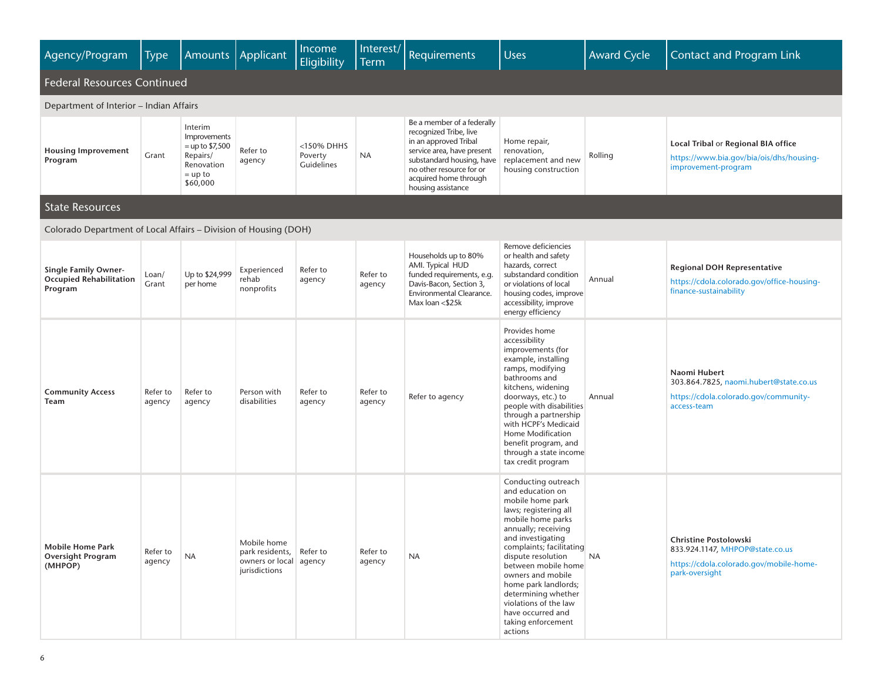| Agency/Program | Type | Amounts | Applicant | Income Eligibility | Interest/ Term | Requirements | Uses | Award Cycle | Contact and Program Link |
|---|---|---|---|---|---|---|---|---|---|
| **Federal Resources Continued** | | | | | | | | | |
| Department of Interior – Indian Affairs | | | | | | | | | |
| **Housing Improvement Program** | Grant | Interim Improvements = up to $7,500 Repairs/ Renovation = up to $60,000 | Refer to agency | <150% DHHS Poverty Guidelines | NA | Be a member of a federally recognized Tribe, live in an approved Tribal service area, have present substandard housing, have no other resource for or acquired home through housing assistance | Home repair, renovation, replacement and new housing construction | Rolling | **Local Tribal** or **Regional BIA office** https://www.bia.gov/bia/ois/dhs/housing-improvement-program |
| **State Resources** | | | | | | | | | |
| Colorado Department of Local Affairs – Division of Housing (DOH) | | | | | | | | | |
| **Single Family Owner-Occupied Rehabilitation Program** | Loan/ Grant | Up to $24,999 per home | Experienced rehab nonprofits | Refer to agency | Refer to agency | Households up to 80% AMI. Typical HUD funded requirements, e.g. Davis-Bacon, Section 3, Environmental Clearance. Max loan <$25k | Remove deficiencies or health and safety hazards, correct substandard condition or violations of local housing codes, improve accessibility, improve energy efficiency | Annual | **Regional DOH Representative** https://cdola.colorado.gov/office-housing-finance-sustainability |
| **Community Access Team** | Refer to agency | Refer to agency | Person with disabilities | Refer to agency | Refer to agency | Refer to agency | Provides home accessibility improvements (for example, installing ramps, modifying bathrooms and kitchens, widening doorways, etc.) to people with disabilities through a partnership with HCPF's Medicaid Home Modification benefit program, and through a state income tax credit program | Annual | **Naomi Hubert** 303.864.7825, naomi.hubert@state.co.us https://cdola.colorado.gov/community-access-team |
| **Mobile Home Park Oversight Program (MHPOP)** | Refer to agency | NA | Mobile home park residents, owners or local jurisdictions | Refer to agency | Refer to agency | NA | Conducting outreach and education on mobile home park laws; registering all mobile home parks annually; receiving and investigating complaints; facilitating dispute resolution between mobile home owners and mobile home park landlords; determining whether violations of the law have occurred and taking enforcement actions | NA | **Christine Postolowski** 833.924.1147, MHPOP@state.co.us https://cdola.colorado.gov/mobile-home-park-oversight |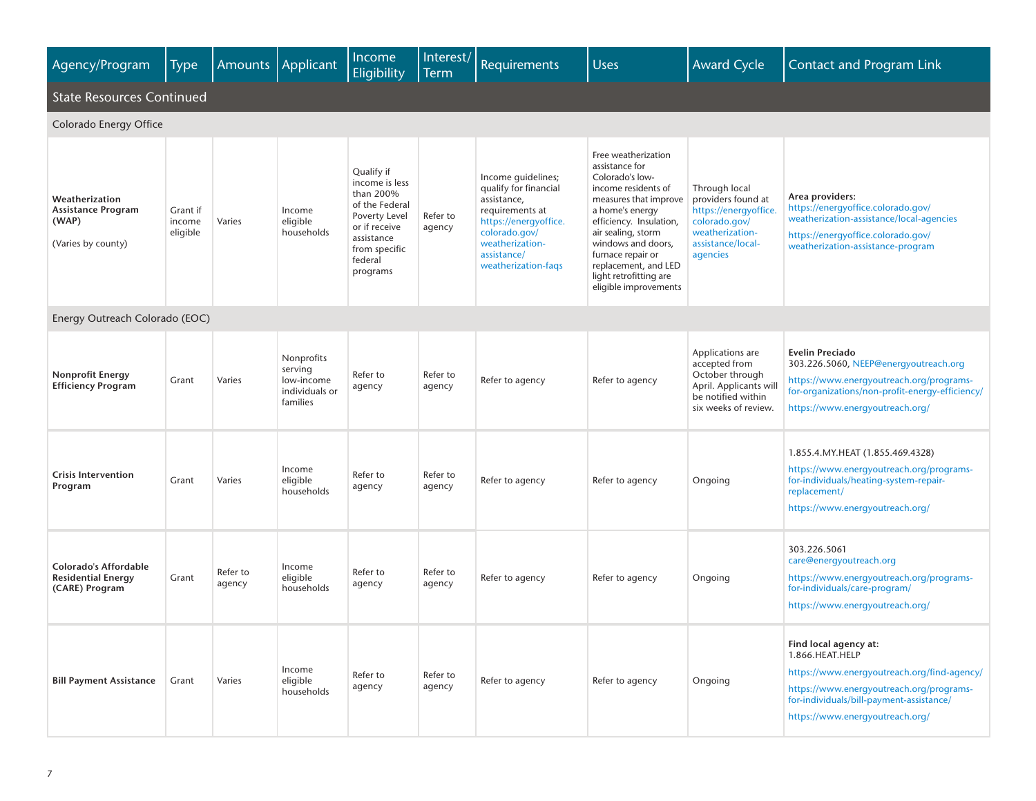| Agency/Program | Type | Amounts | Applicant | Income Eligibility | Interest/ Term | Requirements | Uses | Award Cycle | Contact and Program Link |
|---|---|---|---|---|---|---|---|---|---|
| **State Resources Continued** | | | | | | | | | |
| **Colorado Energy Office** | | | | | | | | | |
| **Weatherization Assistance Program (WAP)** (Varies by county) | Grant if income eligible | Varies | Income eligible households | Qualify if income is less than 200% of the Federal Poverty Level or if receive assistance from specific federal programs | Refer to agency | Income guidelines; qualify for financial assistance, requirements at https://energyoffice.colorado.gov/weatherization-assistance/weatherization-faqs | Free weatherization assistance for Colorado's low-income residents of measures that improve a home's energy efficiency. Insulation, air sealing, storm windows and doors, furnace repair or replacement, and LED light retrofitting are eligible improvements | Through local providers found at https://energyoffice.colorado.gov/weatherization-assistance/local-agencies | **Area providers:** https://energyoffice.colorado.gov/weatherization-assistance/local-agencies https://energyoffice.colorado.gov/weatherization-assistance-program |
| **Energy Outreach Colorado (EOC)** | | | | | | | | | |
| **Nonprofit Energy Efficiency Program** | Grant | Varies | Nonprofits serving low-income individuals or families | Refer to agency | Refer to agency | Refer to agency | Refer to agency | Applications are accepted from October through April. Applicants will be notified within six weeks of review. | **Evelin Preciado** 303.226.5060, NEEP@energyoutreach.org https://www.energyoutreach.org/programs-for-organizations/non-profit-energy-efficiency/ https://www.energyoutreach.org/ |
| **Crisis Intervention Program** | Grant | Varies | Income eligible households | Refer to agency | Refer to agency | Refer to agency | Refer to agency | Ongoing | 1.855.4.MY.HEAT (1.855.469.4328) https://www.energyoutreach.org/programs-for-individuals/heating-system-repair-replacement/ https://www.energyoutreach.org/ |
| **Colorado's Affordable Residential Energy (CARE) Program** | Grant | Refer to agency | Income eligible households | Refer to agency | Refer to agency | Refer to agency | Refer to agency | Ongoing | 303.226.5061 care@energyoutreach.org https://www.energyoutreach.org/programs-for-individuals/care-program/ https://www.energyoutreach.org/ |
| **Bill Payment Assistance** | Grant | Varies | Income eligible households | Refer to agency | Refer to agency | Refer to agency | Refer to agency | Ongoing | **Find local agency at:** 1.866.HEAT.HELP https://www.energyoutreach.org/find-agency/ https://www.energyoutreach.org/programs-for-individuals/bill-payment-assistance/ https://www.energyoutreach.org/ |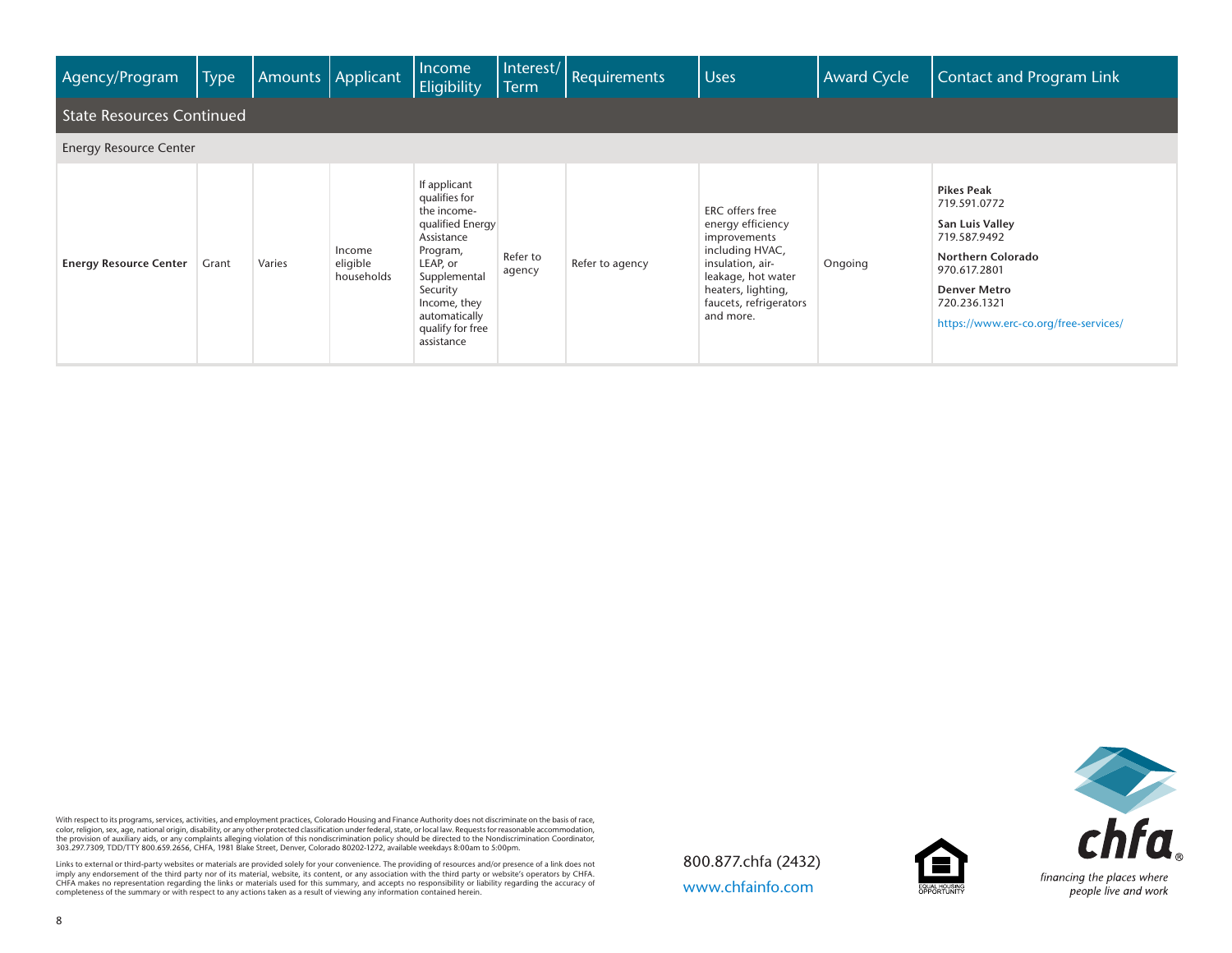| Agency/Program | Type | Amounts | Applicant | Income Eligibility | Interest/ Term | Requirements | Uses | Award Cycle | Contact and Program Link |
|---|---|---|---|---|---|---|---|---|---|
| **State Resources Continued** | | | | | | | | | |
| Energy Resource Center | | | | | | | | | |
| **Energy Resource Center** | Grant | Varies | Income eligible households | If applicant qualifies for the income-qualified Energy Assistance Program, LEAP, or Supplemental Security Income, they automatically qualify for free assistance | Refer to agency | Refer to agency | ERC offers free energy efficiency improvements including HVAC, insulation, air-leakage, hot water heaters, lighting, faucets, refrigerators and more. | Ongoing | **Pikes Peak** 719.591.0772 **San Luis Valley** 719.587.9492 **Northern Colorado** 970.617.2801 **Denver Metro** 720.236.1321 https://www.erc-co.org/free-services/ |

With respect to its programs, services, activities, and employment practices, Colorado Housing and Finance Authority does not discriminate on the basis of race, color, religion, sex, age, national origin, disability, or any other protected classification under federal, state, or local law. Requests for reasonable accommodation, the provision of auxiliary aids, or any complaints alleging violation of this nondiscrimination policy should be directed to the Nondiscrimination Coordinator, 303.297.7309, TDD/TTY 800.659.2656, CHFA, 1981 Blake Street, Denver, Colorado 80202-1272, available weekdays 8:00am to 5:00pm.

Links to external or third-party websites or materials are provided solely for your convenience. The providing of resources and/or presence of a link does not imply any endorsement of the third party nor of its material, website, its content, or any association with the third party or website's operators by CHFA. CHFA makes no representation regarding the links or materials used for this summary, and accepts no responsibility or liability regarding the accuracy of completeness of the summary or with respect to any actions taken as a result of viewing any information contained herein.

800.877.chfa (2432)

www.chfainfo.com

EQUAL HOUSING OPPORTUNITY

chfa

*financing the places where people live and work*